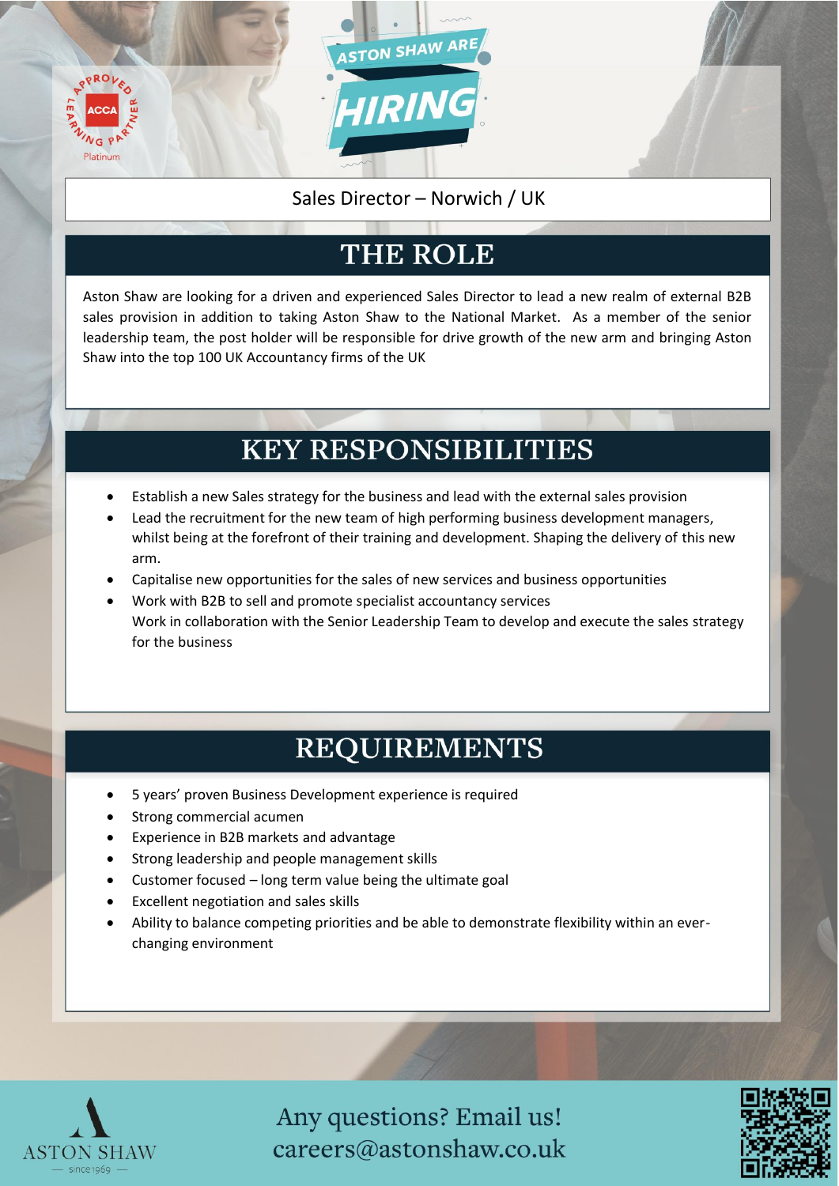ASTON SHAW ARE

# HIRING

Sales Director – Norwich / UK

## THE ROLE

Aston Shaw are looking for a driven and experienced Sales Director to lead a new realm of external B2B sales provision in addition to taking Aston Shaw to the National Market. As a member of the senior leadership team, the post holder will be responsible for drive growth of the new arm and bringing Aston Shaw into the top 100 UK Accountancy firms of the UK

## KEY RESPONSIBILITIES

- Establish a new Sales strategy for the business and lead with the external sales provision
- Lead the recruitment for the new team of high performing business development managers, whilst being at the forefront of their training and development. Shaping the delivery of this new arm.
- Capitalise new opportunities for the sales of new services and business opportunities
- Work with B2B to sell and promote specialist accountancy services
  Work in collaboration with the Senior Leadership Team to develop and execute the sales strategy for the business

## REQUIREMENTS

- 5 years' proven Business Development experience is required
- Strong commercial acumen
- Experience in B2B markets and advantage
- Strong leadership and people management skills
- Customer focused – long term value being the ultimate goal
- Excellent negotiation and sales skills
- Ability to balance competing priorities and be able to demonstrate flexibility within an ever-changing environment

Any questions? Email us!
careers@astonshaw.co.uk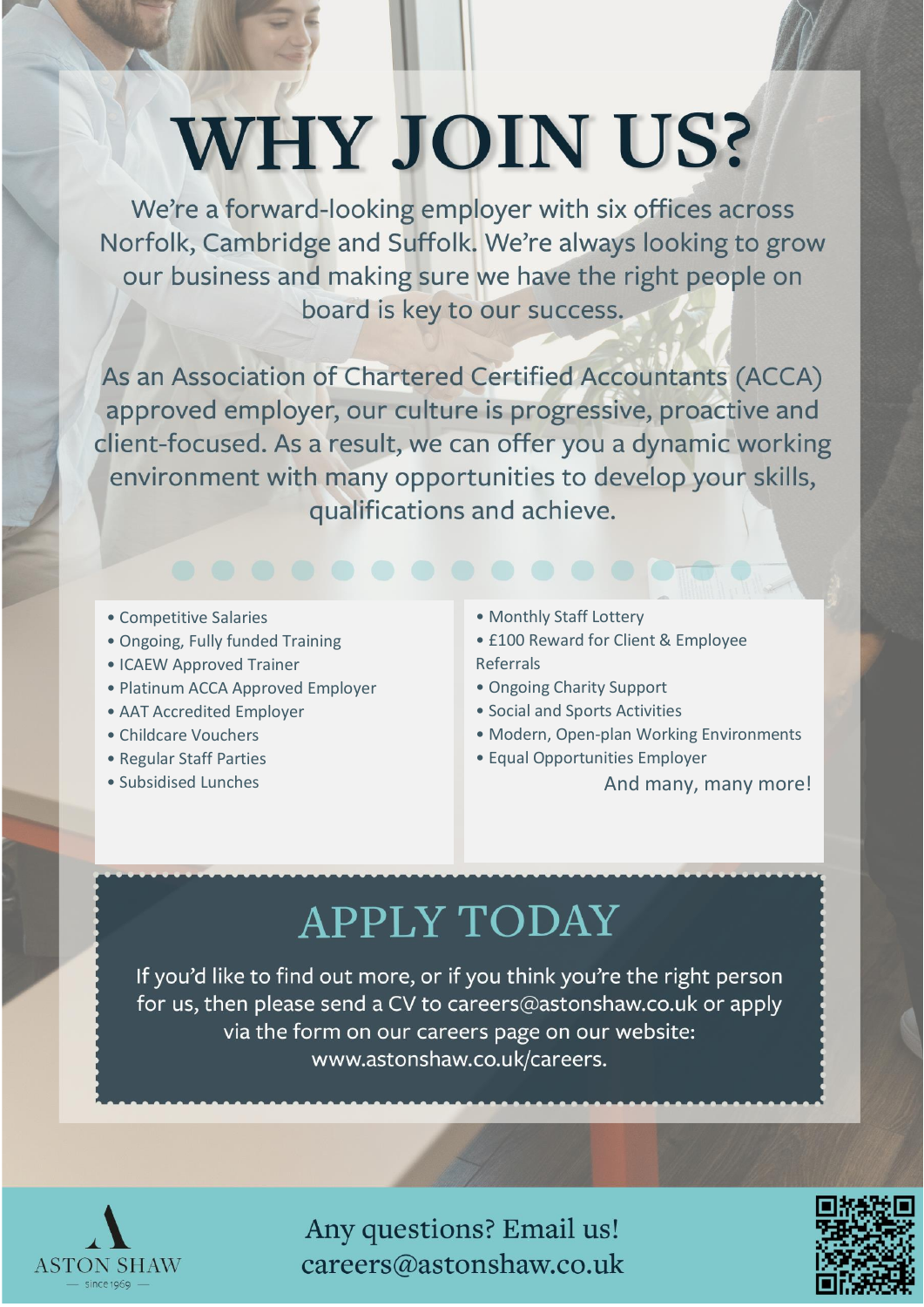# WHY JOIN US?

We're a forward-looking employer with six offices across Norfolk, Cambridge and Suffolk. We're always looking to grow our business and making sure we have the right people on board is key to our success.

As an Association of Chartered Certified Accountants (ACCA) approved employer, our culture is progressive, proactive and client-focused. As a result, we can offer you a dynamic working environment with many opportunities to develop your skills, qualifications and achieve.

- Competitive Salaries
- Ongoing, Fully funded Training
- ICAEW Approved Trainer
- Platinum ACCA Approved Employer
- AAT Accredited Employer
- Childcare Vouchers
- Regular Staff Parties
- Subsidised Lunches
- Monthly Staff Lottery
- £100 Reward for Client & Employee Referrals
- Ongoing Charity Support
- Social and Sports Activities
- Modern, Open-plan Working Environments
- Equal Opportunities Employer

And many, many more!

## APPLY TODAY

If you'd like to find out more, or if you think you're the right person for us, then please send a CV to careers@astonshaw.co.uk or apply via the form on our careers page on our website: www.astonshaw.co.uk/careers.

ASTON SHAW — since 1969 —

Any questions? Email us!
careers@astonshaw.co.uk